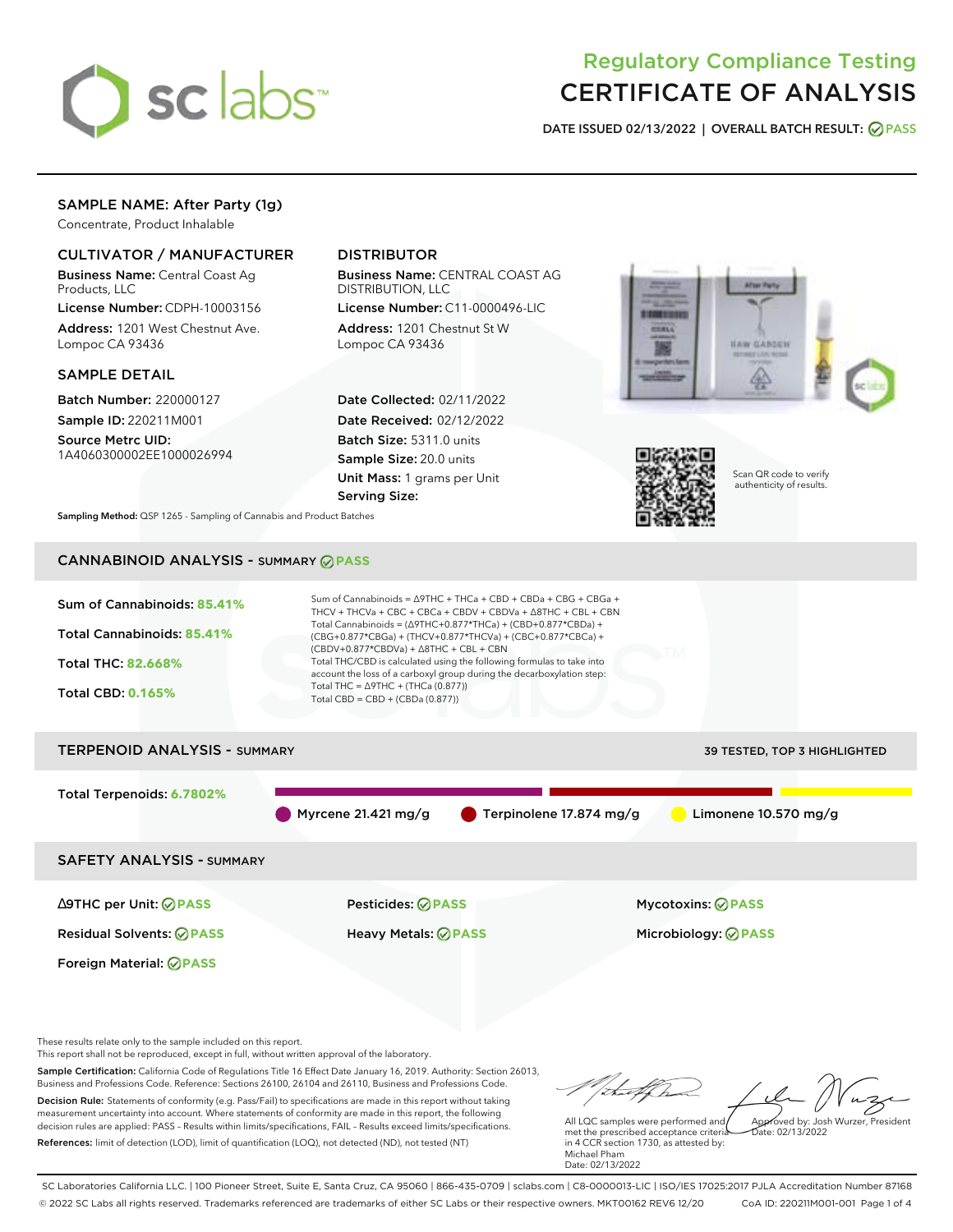# Regulatory Compliance Testing
# CERTIFICATE OF ANALYSIS

**DATE ISSUED 02/13/2022 | OVERALL BATCH RESULT: PASS**

## SAMPLE NAME: After Party (1g)

Concentrate, Product Inhalable

### CULTIVATOR / MANUFACTURER

**Business Name:** Central Coast Ag Products, LLC

**License Number:** CDPH-10003156

**Address:** 1201 West Chestnut Ave. Lompoc CA 93436

### DISTRIBUTOR

**Business Name:** CENTRAL COAST AG DISTRIBUTION, LLC

**License Number:** C11-0000496-LIC

**Address:** 1201 Chestnut St W Lompoc CA 93436

### SAMPLE DETAIL

**Batch Number:** 220000127

**Sample ID:** 220211M001

**Source Metrc UID:** 1A4060300002EE1000026994

**Date Collected:** 02/11/2022

**Date Received:** 02/12/2022

**Batch Size:** 5311.0 units

**Sample Size:** 20.0 units

**Unit Mass:** 1 grams per Unit

**Serving Size:**

Scan QR code to verify authenticity of results.

**Sampling Method:** QSP 1265 - Sampling of Cannabis and Product Batches

## CANNABINOID ANALYSIS - SUMMARY PASS

Sum of Cannabinoids: **85.41%**

Total Cannabinoids: **85.41%**

Total THC: **82.668%**

Total CBD: **0.165%**

Sum of Cannabinoids = Δ9THC + THCa + CBD + CBDa + CBG + CBGa + THCV + THCVa + CBC + CBCa + CBDV + CBDVa + Δ8THC + CBL + CBN

Total Cannabinoids = (Δ9THC+0.877*THCa) + (CBD+0.877*CBDa) + (CBG+0.877*CBGa) + (THCV+0.877*THCVa) + (CBC+0.877*CBCa) + (CBDV+0.877*CBDVa) + Δ8THC + CBL + CBN

Total THC/CBD is calculated using the following formulas to take into account the loss of a carboxyl group during the decarboxylation step:

Total THC = Δ9THC + (THCa (0.877))

Total CBD = CBD + (CBDa (0.877))

## TERPENOID ANALYSIS - SUMMARY

39 TESTED, TOP 3 HIGHLIGHTED

Total Terpenoids: **6.7802%**

Myrcene 21.421 mg/g | Terpinolene 17.874 mg/g | Limonene 10.570 mg/g

## SAFETY ANALYSIS - SUMMARY

| | | |
|---|---|---|
| Δ9THC per Unit: PASS | Pesticides: PASS | Mycotoxins: PASS |
| Residual Solvents: PASS | Heavy Metals: PASS | Microbiology: PASS |
| Foreign Material: PASS | | |

These results relate only to the sample included on this report.
This report shall not be reproduced, except in full, without written approval of the laboratory.

**Sample Certification:** California Code of Regulations Title 16 Effect Date January 16, 2019. Authority: Section 26013, Business and Professions Code. Reference: Sections 26100, 26104 and 26110, Business and Professions Code.

**Decision Rule:** Statements of conformity (e.g. Pass/Fail) to specifications are made in this report without taking measurement uncertainty into account. Where statements of conformity are made in this report, the following decision rules are applied: PASS – Results within limits/specifications, FAIL – Results exceed limits/specifications.

**References:** limit of detection (LOD), limit of quantification (LOQ), not detected (ND), not tested (NT)

All LQC samples were performed and met the prescribed acceptance criteria in 4 CCR section 1730, as attested by: Michael Pham
Date: 02/13/2022

Approved by: Josh Wurzer, President
Date: 02/13/2022

SC Laboratories California LLC. | 100 Pioneer Street, Suite E, Santa Cruz, CA 95060 | 866-435-0709 | sclabs.com | C8-0000013-LIC | ISO/IES 17025:2017 PJLA Accreditation Number 87168
© 2022 SC Labs all rights reserved. Trademarks referenced are trademarks of either SC Labs or their respective owners. MKT00162 REV6 12/20 CoA ID: 220211M001-001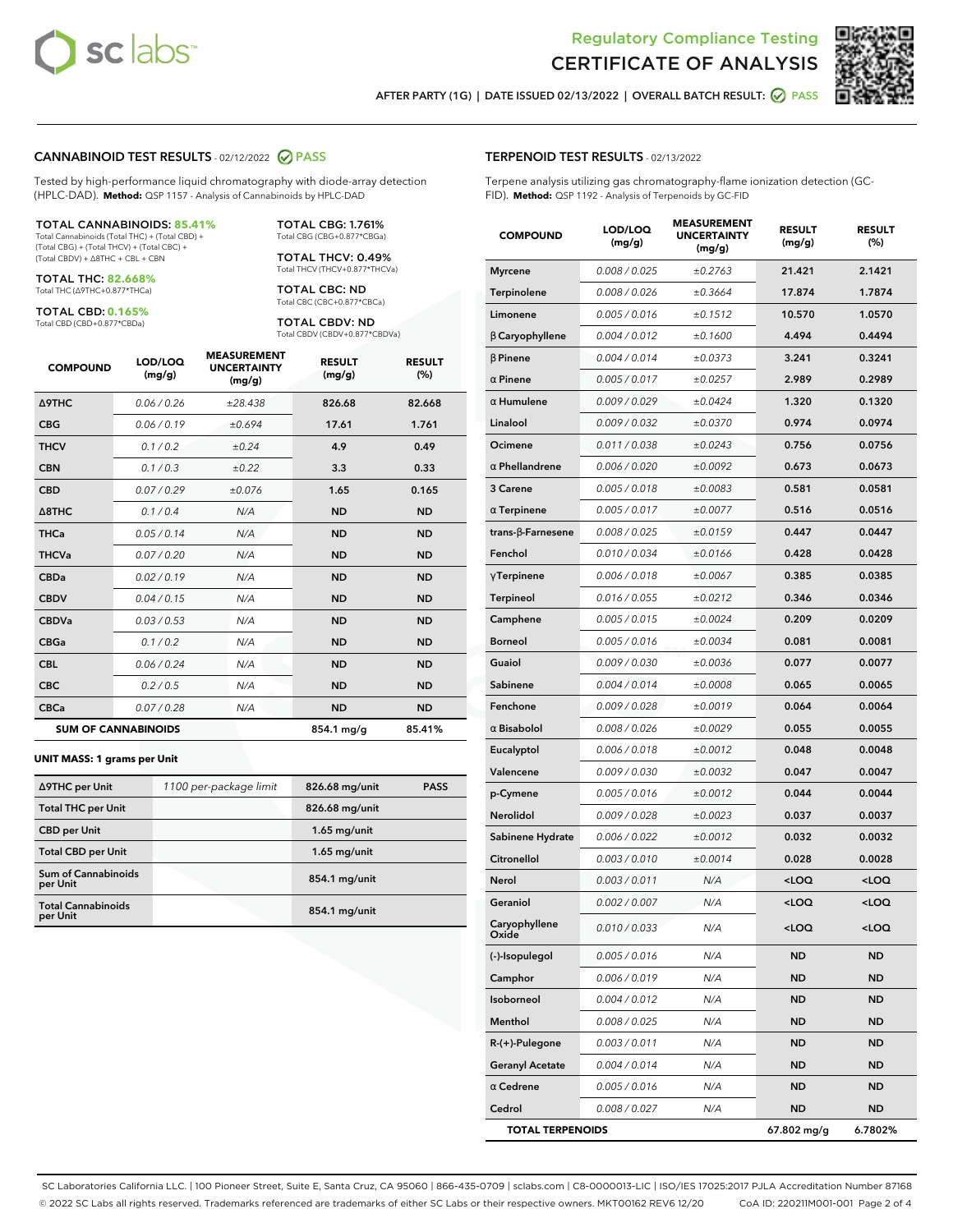# Regulatory Compliance Testing
# CERTIFICATE OF ANALYSIS

AFTER PARTY (1G) | DATE ISSUED 02/13/2022 | OVERALL BATCH RESULT: PASS

## CANNABINOID TEST RESULTS - 02/12/2022 PASS

Tested by high-performance liquid chromatography with diode-array detection (HPLC-DAD). **Method:** QSP 1157 - Analysis of Cannabinoids by HPLC-DAD

**TOTAL CANNABINOIDS: 85.41%**
Total Cannabinoids (Total THC) + (Total CBD) + (Total CBG) + (Total THCV) + (Total CBC) + (Total CBDV) + ∆8THC + CBL + CBN

**TOTAL THC: 82.668%**
Total THC (∆9THC+0.877*THCa)

**TOTAL CBD: 0.165%**
Total CBD (CBD+0.877*CBDa)

**TOTAL CBG: 1.761%**
Total CBG (CBG+0.877*CBGa)

**TOTAL THCV: 0.49%**
Total THCV (THCV+0.877*THCVa)

**TOTAL CBC: ND**
Total CBC (CBC+0.877*CBCa)

**TOTAL CBDV: ND**
Total CBDV (CBDV+0.877*CBDVa)

| COMPOUND | LOD/LOQ (mg/g) | MEASUREMENT UNCERTAINTY (mg/g) | RESULT (mg/g) | RESULT (%) |
|---|---|---|---|---|
| ∆9THC | 0.06 / 0.26 | ±28.438 | 826.68 | 82.668 |
| CBG | 0.06 / 0.19 | ±0.694 | 17.61 | 1.761 |
| THCV | 0.1 / 0.2 | ±0.24 | 4.9 | 0.49 |
| CBN | 0.1 / 0.3 | ±0.22 | 3.3 | 0.33 |
| CBD | 0.07 / 0.29 | ±0.076 | 1.65 | 0.165 |
| ∆8THC | 0.1 / 0.4 | N/A | ND | ND |
| THCa | 0.05 / 0.14 | N/A | ND | ND |
| THCVa | 0.07 / 0.20 | N/A | ND | ND |
| CBDa | 0.02 / 0.19 | N/A | ND | ND |
| CBDV | 0.04 / 0.15 | N/A | ND | ND |
| CBDVa | 0.03 / 0.53 | N/A | ND | ND |
| CBGa | 0.1 / 0.2 | N/A | ND | ND |
| CBL | 0.06 / 0.24 | N/A | ND | ND |
| CBC | 0.2 / 0.5 | N/A | ND | ND |
| CBCa | 0.07 / 0.28 | N/A | ND | ND |
| **SUM OF CANNABINOIDS** | | | **854.1 mg/g** | **85.41%** |

### UNIT MASS: 1 grams per Unit

| | | | |
|---|---|---|---|
| ∆9THC per Unit | 1100 per-package limit | 826.68 mg/unit | PASS |
| Total THC per Unit | | 826.68 mg/unit | |
| CBD per Unit | | 1.65 mg/unit | |
| Total CBD per Unit | | 1.65 mg/unit | |
| Sum of Cannabinoids per Unit | | 854.1 mg/unit | |
| Total Cannabinoids per Unit | | 854.1 mg/unit | |

## TERPENOID TEST RESULTS - 02/13/2022

Terpene analysis utilizing gas chromatography-flame ionization detection (GC-FID). **Method:** QSP 1192 - Analysis of Terpenoids by GC-FID

| COMPOUND | LOD/LOQ (mg/g) | MEASUREMENT UNCERTAINTY (mg/g) | RESULT (mg/g) | RESULT (%) |
|---|---|---|---|---|
| Myrcene | 0.008 / 0.025 | ±0.2763 | 21.421 | 2.1421 |
| Terpinolene | 0.008 / 0.026 | ±0.3664 | 17.874 | 1.7874 |
| Limonene | 0.005 / 0.016 | ±0.1512 | 10.570 | 1.0570 |
| β Caryophyllene | 0.004 / 0.012 | ±0.1600 | 4.494 | 0.4494 |
| β Pinene | 0.004 / 0.014 | ±0.0373 | 3.241 | 0.3241 |
| α Pinene | 0.005 / 0.017 | ±0.0257 | 2.989 | 0.2989 |
| α Humulene | 0.009 / 0.029 | ±0.0424 | 1.320 | 0.1320 |
| Linalool | 0.009 / 0.032 | ±0.0370 | 0.974 | 0.0974 |
| Ocimene | 0.011 / 0.038 | ±0.0243 | 0.756 | 0.0756 |
| α Phellandrene | 0.006 / 0.020 | ±0.0092 | 0.673 | 0.0673 |
| 3 Carene | 0.005 / 0.018 | ±0.0083 | 0.581 | 0.0581 |
| α Terpinene | 0.005 / 0.017 | ±0.0077 | 0.516 | 0.0516 |
| trans-β-Farnesene | 0.008 / 0.025 | ±0.0159 | 0.447 | 0.0447 |
| Fenchol | 0.010 / 0.034 | ±0.0166 | 0.428 | 0.0428 |
| γTerpinene | 0.006 / 0.018 | ±0.0067 | 0.385 | 0.0385 |
| Terpineol | 0.016 / 0.055 | ±0.0212 | 0.346 | 0.0346 |
| Camphene | 0.005 / 0.015 | ±0.0024 | 0.209 | 0.0209 |
| Borneol | 0.005 / 0.016 | ±0.0034 | 0.081 | 0.0081 |
| Guaiol | 0.009 / 0.030 | ±0.0036 | 0.077 | 0.0077 |
| Sabinene | 0.004 / 0.014 | ±0.0008 | 0.065 | 0.0065 |
| Fenchone | 0.009 / 0.028 | ±0.0019 | 0.064 | 0.0064 |
| α Bisabolol | 0.008 / 0.026 | ±0.0029 | 0.055 | 0.0055 |
| Eucalyptol | 0.006 / 0.018 | ±0.0012 | 0.048 | 0.0048 |
| Valencene | 0.009 / 0.030 | ±0.0032 | 0.047 | 0.0047 |
| p-Cymene | 0.005 / 0.016 | ±0.0012 | 0.044 | 0.0044 |
| Nerolidol | 0.009 / 0.028 | ±0.0023 | 0.037 | 0.0037 |
| Sabinene Hydrate | 0.006 / 0.022 | ±0.0012 | 0.032 | 0.0032 |
| Citronellol | 0.003 / 0.010 | ±0.0014 | 0.028 | 0.0028 |
| Nerol | 0.003 / 0.011 | N/A | <LOQ | <LOQ |
| Geraniol | 0.002 / 0.007 | N/A | <LOQ | <LOQ |
| Caryophyllene Oxide | 0.010 / 0.033 | N/A | <LOQ | <LOQ |
| (-)-Isopulegol | 0.005 / 0.016 | N/A | ND | ND |
| Camphor | 0.006 / 0.019 | N/A | ND | ND |
| Isoborneol | 0.004 / 0.012 | N/A | ND | ND |
| Menthol | 0.008 / 0.025 | N/A | ND | ND |
| R-(+)-Pulegone | 0.003 / 0.011 | N/A | ND | ND |
| Geranyl Acetate | 0.004 / 0.014 | N/A | ND | ND |
| α Cedrene | 0.005 / 0.016 | N/A | ND | ND |
| Cedrol | 0.008 / 0.027 | N/A | ND | ND |
| **TOTAL TERPENOIDS** | | | **67.802 mg/g** | **6.7802%** |

SC Laboratories California LLC. | 100 Pioneer Street, Suite E, Santa Cruz, CA 95060 | 866-435-0709 | sclabs.com | C8-0000013-LIC | ISO/IES 17025:2017 PJLA Accreditation Number 87168
© 2022 SC Labs all rights reserved. Trademarks referenced are trademarks of either SC Labs or their respective owners. MKT00162 REV6 12/20 CoA ID: 220211M001-001